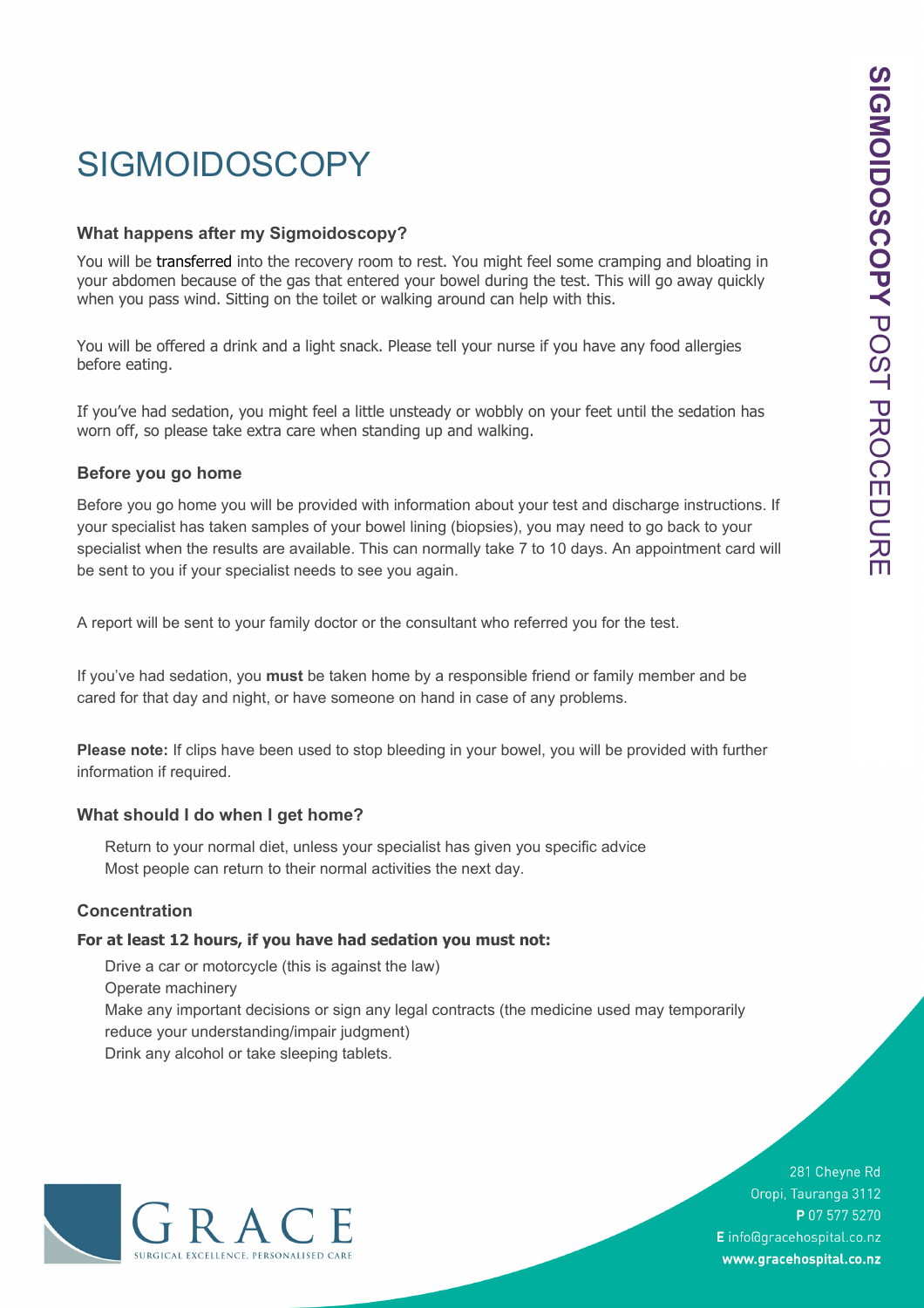# SIGMOIDOSCOPY

### What happens after my Sigmoidoscopy?

You will be transferred into the recovery room to rest. You might feel some cramping and bloating in your abdomen because of the gas that entered your bowel during the test. This will go away quickly when you pass wind. Sitting on the toilet or walking around can help with this.

You will be offered a drink and a light snack. Please tell your nurse if you have any food allergies before eating.

If you've had sedation, you might feel a little unsteady or wobbly on your feet until the sedation has worn off, so please take extra care when standing up and walking.

### Before you go home

Before you go home you will be provided with information about your test and discharge instructions. If your specialist has taken samples of your bowel lining (biopsies), you may need to go back to your specialist when the results are available. This can normally take 7 to 10 days. An appointment card will be sent to you if your specialist needs to see you again.

A report will be sent to your family doctor or the consultant who referred you for the test.

If you've had sedation, you **must** be taken home by a responsible friend or family member and be cared for that day and night, or have someone on hand in case of any problems.

**Please note:** If clips have been used to stop bleeding in your bowel, you will be provided with further information if required.

### What should I do when I get home?

- Return to your normal diet, unless your specialist has given you specific advice
- Most people can return to their normal activities the next day.

### Concentration

**For at least 12 hours, if you have had sedation you must not:**

- Drive a car or motorcycle (this is against the law)
- Operate machinery
- Make any important decisions or sign any legal contracts (the medicine used may temporarily reduce your understanding/impair judgment)
- Drink any alcohol or take sleeping tablets.

GRACE
SURGICAL EXCELLENCE. PERSONALISED CARE

281 Cheyne Rd
Oropi, Tauranga 3112
**P** 07 577 5270
**E** info@gracehospital.co.nz
**www.gracehospital.co.nz**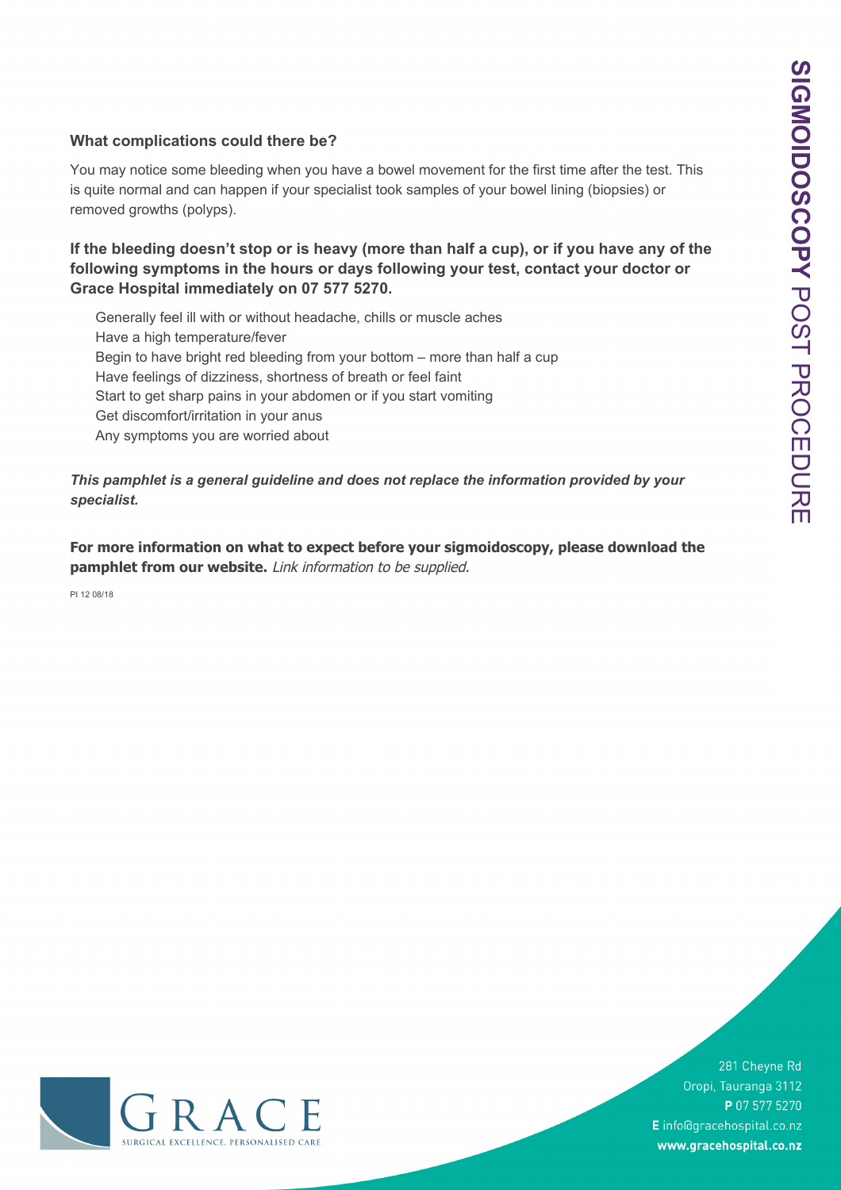### What complications could there be?

You may notice some bleeding when you have a bowel movement for the first time after the test. This is quite normal and can happen if your specialist took samples of your bowel lining (biopsies) or removed growths (polyps).

**If the bleeding doesn't stop or is heavy (more than half a cup), or if you have any of the following symptoms in the hours or days following your test, contact your doctor or Grace Hospital immediately on 07 577 5270.**

- Generally feel ill with or without headache, chills or muscle aches
- Have a high temperature/fever
- Begin to have bright red bleeding from your bottom – more than half a cup
- Have feelings of dizziness, shortness of breath or feel faint
- Start to get sharp pains in your abdomen or if you start vomiting
- Get discomfort/irritation in your anus
- Any symptoms you are worried about

***This pamphlet is a general guideline and does not replace the information provided by your specialist.***

**For more information on what to expect before your sigmoidoscopy, please download the pamphlet from our website.** *Link information to be supplied.*

PI 12 08/18

**SIGMOIDOSCOPY** POST PROCEDURE

GRACE
SURGICAL EXCELLENCE. PERSONALISED CARE

281 Cheyne Rd
Oropi, Tauranga 3112
**P** 07 577 5270
**E** info@gracehospital.co.nz
**www.gracehospital.co.nz**